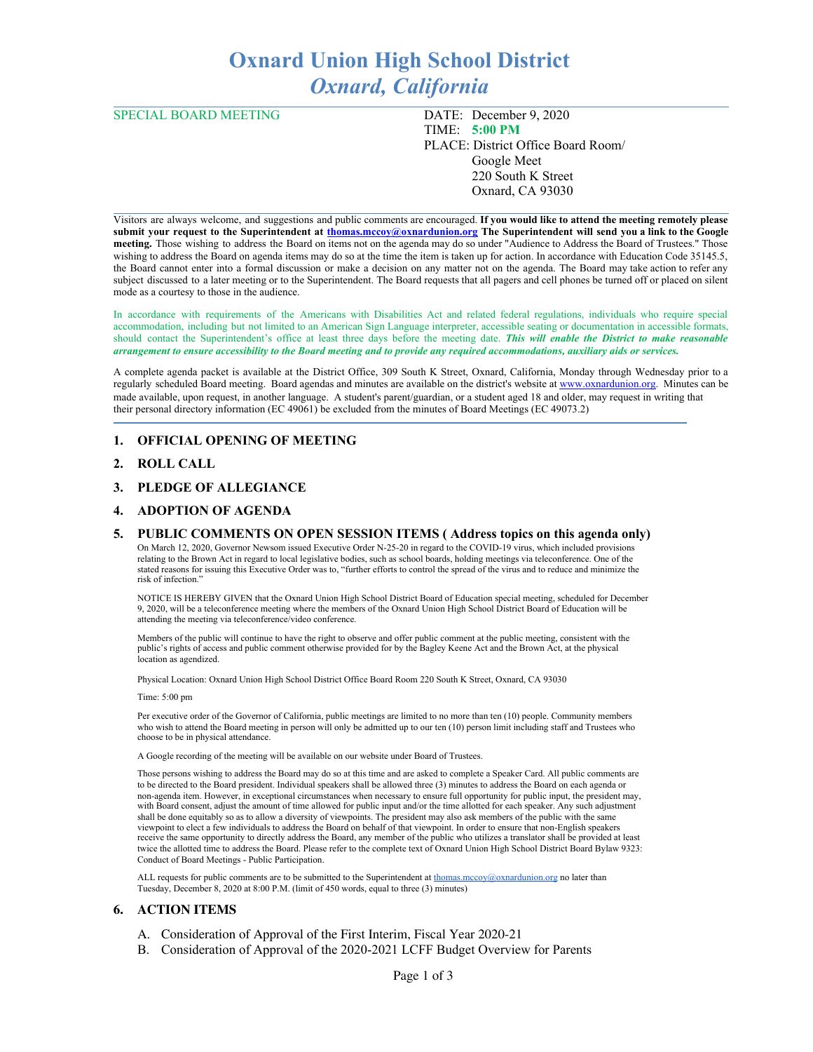# Oxnard Union High School District
## *Oxnard, California*

SPECIAL BOARD MEETING

DATE: December 9, 2020
TIME: **5:00 PM**
PLACE: District Office Board Room/
Google Meet
220 South K Street
Oxnard, CA 93030

Visitors are always welcome, and suggestions and public comments are encouraged. **If you would like to attend the meeting remotely please submit your request to the Superintendent at thomas.mccoy@oxnardunion.org The Superintendent will send you a link to the Google meeting.** Those wishing to address the Board on items not on the agenda may do so under "Audience to Address the Board of Trustees." Those wishing to address the Board on agenda items may do so at the time the item is taken up for action. In accordance with Education Code 35145.5, the Board cannot enter into a formal discussion or make a decision on any matter not on the agenda. The Board may take action to refer any subject discussed to a later meeting or to the Superintendent. The Board requests that all pagers and cell phones be turned off or placed on silent mode as a courtesy to those in the audience.

In accordance with requirements of the Americans with Disabilities Act and related federal regulations, individuals who require special accommodation, including but not limited to an American Sign Language interpreter, accessible seating or documentation in accessible formats, should contact the Superintendent's office at least three days before the meeting date. ***This will enable the District to make reasonable arrangement to ensure accessibility to the Board meeting and to provide any required accommodations, auxiliary aids or services.***

A complete agenda packet is available at the District Office, 309 South K Street, Oxnard, California, Monday through Wednesday prior to a regularly scheduled Board meeting. Board agendas and minutes are available on the district's website at www.oxnardunion.org. Minutes can be made available, upon request, in another language. A student's parent/guardian, or a student aged 18 and older, may request in writing that their personal directory information (EC 49061) be excluded from the minutes of Board Meetings (EC 49073.2)

### 1. OFFICIAL OPENING OF MEETING

### 2. ROLL CALL

### 3. PLEDGE OF ALLEGIANCE

### 4. ADOPTION OF AGENDA

### 5. PUBLIC COMMENTS ON OPEN SESSION ITEMS ( Address topics on this agenda only)

On March 12, 2020, Governor Newsom issued Executive Order N-25-20 in regard to the COVID-19 virus, which included provisions relating to the Brown Act in regard to local legislative bodies, such as school boards, holding meetings via teleconference. One of the stated reasons for issuing this Executive Order was to, "further efforts to control the spread of the virus and to reduce and minimize the risk of infection."

NOTICE IS HEREBY GIVEN that the Oxnard Union High School District Board of Education special meeting, scheduled for December 9, 2020, will be a teleconference meeting where the members of the Oxnard Union High School District Board of Education will be attending the meeting via teleconference/video conference.

Members of the public will continue to have the right to observe and offer public comment at the public meeting, consistent with the public's rights of access and public comment otherwise provided for by the Bagley Keene Act and the Brown Act, at the physical location as agendized.

Physical Location: Oxnard Union High School District Office Board Room 220 South K Street, Oxnard, CA 93030

Time: 5:00 pm

Per executive order of the Governor of California, public meetings are limited to no more than ten (10) people. Community members who wish to attend the Board meeting in person will only be admitted up to our ten (10) person limit including staff and Trustees who choose to be in physical attendance.

A Google recording of the meeting will be available on our website under Board of Trustees.

Those persons wishing to address the Board may do so at this time and are asked to complete a Speaker Card. All public comments are to be directed to the Board president. Individual speakers shall be allowed three (3) minutes to address the Board on each agenda or non-agenda item. However, in exceptional circumstances when necessary to ensure full opportunity for public input, the president may, with Board consent, adjust the amount of time allowed for public input and/or the time allotted for each speaker. Any such adjustment shall be done equitably so as to allow a diversity of viewpoints. The president may also ask members of the public with the same viewpoint to elect a few individuals to address the Board on behalf of that viewpoint. In order to ensure that non-English speakers receive the same opportunity to directly address the Board, any member of the public who utilizes a translator shall be provided at least twice the allotted time to address the Board. Please refer to the complete text of Oxnard Union High School District Board Bylaw 9323: Conduct of Board Meetings - Public Participation.

ALL requests for public comments are to be submitted to the Superintendent at thomas.mccoy@oxnardunion.org no later than Tuesday, December 8, 2020 at 8:00 P.M. (limit of 450 words, equal to three (3) minutes)

### 6. ACTION ITEMS

A. Consideration of Approval of the First Interim, Fiscal Year 2020-21
B. Consideration of Approval of the 2020-2021 LCFF Budget Overview for Parents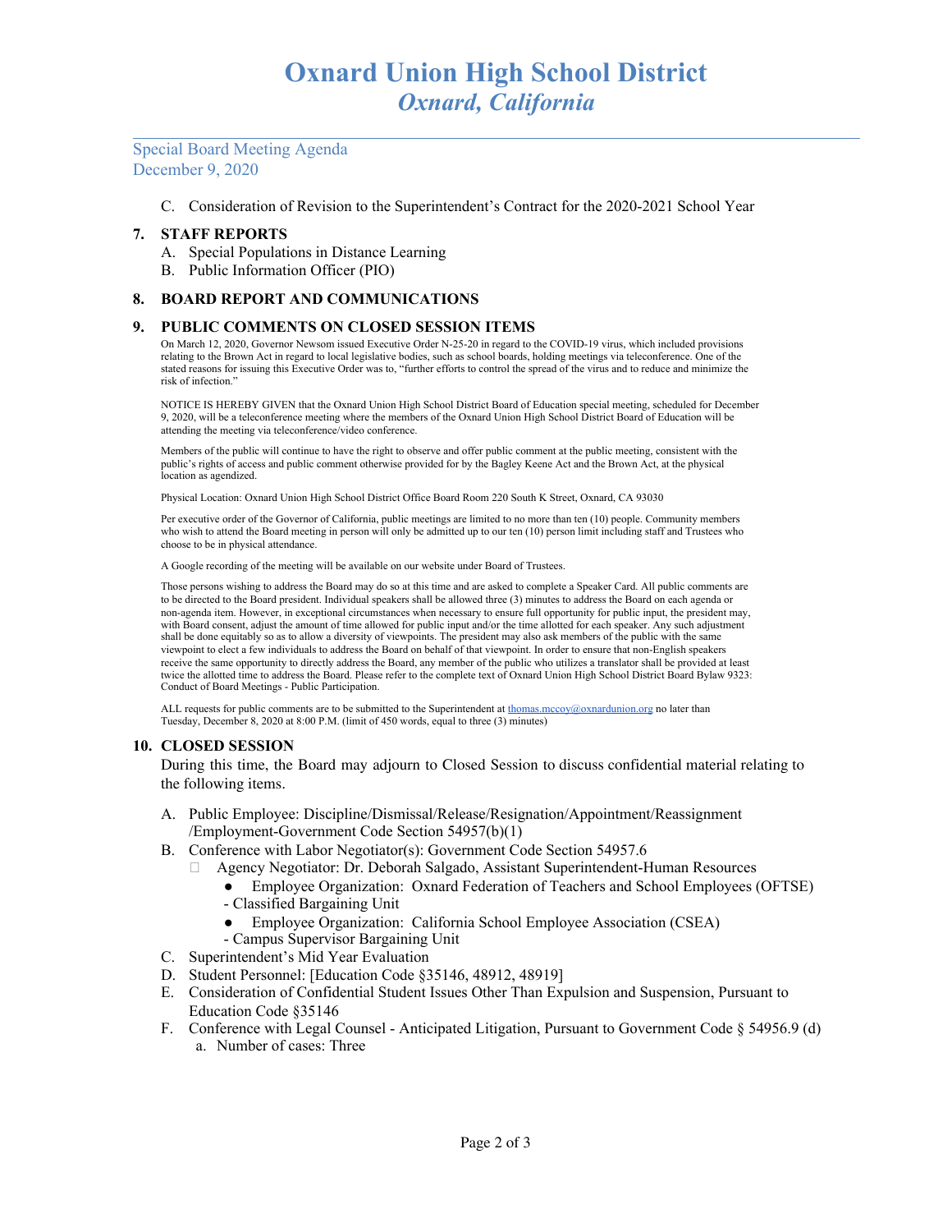# Oxnard Union High School District
## *Oxnard, California*

Special Board Meeting Agenda
December 9, 2020

C. Consideration of Revision to the Superintendent's Contract for the 2020-2021 School Year

**7. STAFF REPORTS**

A. Special Populations in Distance Learning
B. Public Information Officer (PIO)

**8. BOARD REPORT AND COMMUNICATIONS**

**9. PUBLIC COMMENTS ON CLOSED SESSION ITEMS**

On March 12, 2020, Governor Newsom issued Executive Order N-25-20 in regard to the COVID-19 virus, which included provisions relating to the Brown Act in regard to local legislative bodies, such as school boards, holding meetings via teleconference. One of the stated reasons for issuing this Executive Order was to, "further efforts to control the spread of the virus and to reduce and minimize the risk of infection."

NOTICE IS HEREBY GIVEN that the Oxnard Union High School District Board of Education special meeting, scheduled for December 9, 2020, will be a teleconference meeting where the members of the Oxnard Union High School District Board of Education will be attending the meeting via teleconference/video conference.

Members of the public will continue to have the right to observe and offer public comment at the public meeting, consistent with the public's rights of access and public comment otherwise provided for by the Bagley Keene Act and the Brown Act, at the physical location as agendized.

Physical Location: Oxnard Union High School District Office Board Room 220 South K Street, Oxnard, CA 93030

Per executive order of the Governor of California, public meetings are limited to no more than ten (10) people. Community members who wish to attend the Board meeting in person will only be admitted up to our ten (10) person limit including staff and Trustees who choose to be in physical attendance.

A Google recording of the meeting will be available on our website under Board of Trustees.

Those persons wishing to address the Board may do so at this time and are asked to complete a Speaker Card. All public comments are to be directed to the Board president. Individual speakers shall be allowed three (3) minutes to address the Board on each agenda or non-agenda item. However, in exceptional circumstances when necessary to ensure full opportunity for public input, the president may, with Board consent, adjust the amount of time allowed for public input and/or the time allotted for each speaker. Any such adjustment shall be done equitably so as to allow a diversity of viewpoints. The president may also ask members of the public with the same viewpoint to elect a few individuals to address the Board on behalf of that viewpoint. In order to ensure that non-English speakers receive the same opportunity to directly address the Board, any member of the public who utilizes a translator shall be provided at least twice the allotted time to address the Board. Please refer to the complete text of Oxnard Union High School District Board Bylaw 9323: Conduct of Board Meetings - Public Participation.

ALL requests for public comments are to be submitted to the Superintendent at thomas.mccoy@oxnardunion.org no later than Tuesday, December 8, 2020 at 8:00 P.M. (limit of 450 words, equal to three (3) minutes)

**10. CLOSED SESSION**

During this time, the Board may adjourn to Closed Session to discuss confidential material relating to the following items.

A. Public Employee: Discipline/Dismissal/Release/Resignation/Appointment/Reassignment /Employment-Government Code Section 54957(b)(1)
B. Conference with Labor Negotiator(s): Government Code Section 54957.6
   - Agency Negotiator: Dr. Deborah Salgado, Assistant Superintendent-Human Resources
     - Employee Organization: Oxnard Federation of Teachers and School Employees (OFTSE) - Classified Bargaining Unit
     - Employee Organization: California School Employee Association (CSEA) - Campus Supervisor Bargaining Unit
C. Superintendent's Mid Year Evaluation
D. Student Personnel: [Education Code §35146, 48912, 48919]
E. Consideration of Confidential Student Issues Other Than Expulsion and Suspension, Pursuant to Education Code §35146
F. Conference with Legal Counsel - Anticipated Litigation, Pursuant to Government Code § 54956.9 (d)
   a. Number of cases: Three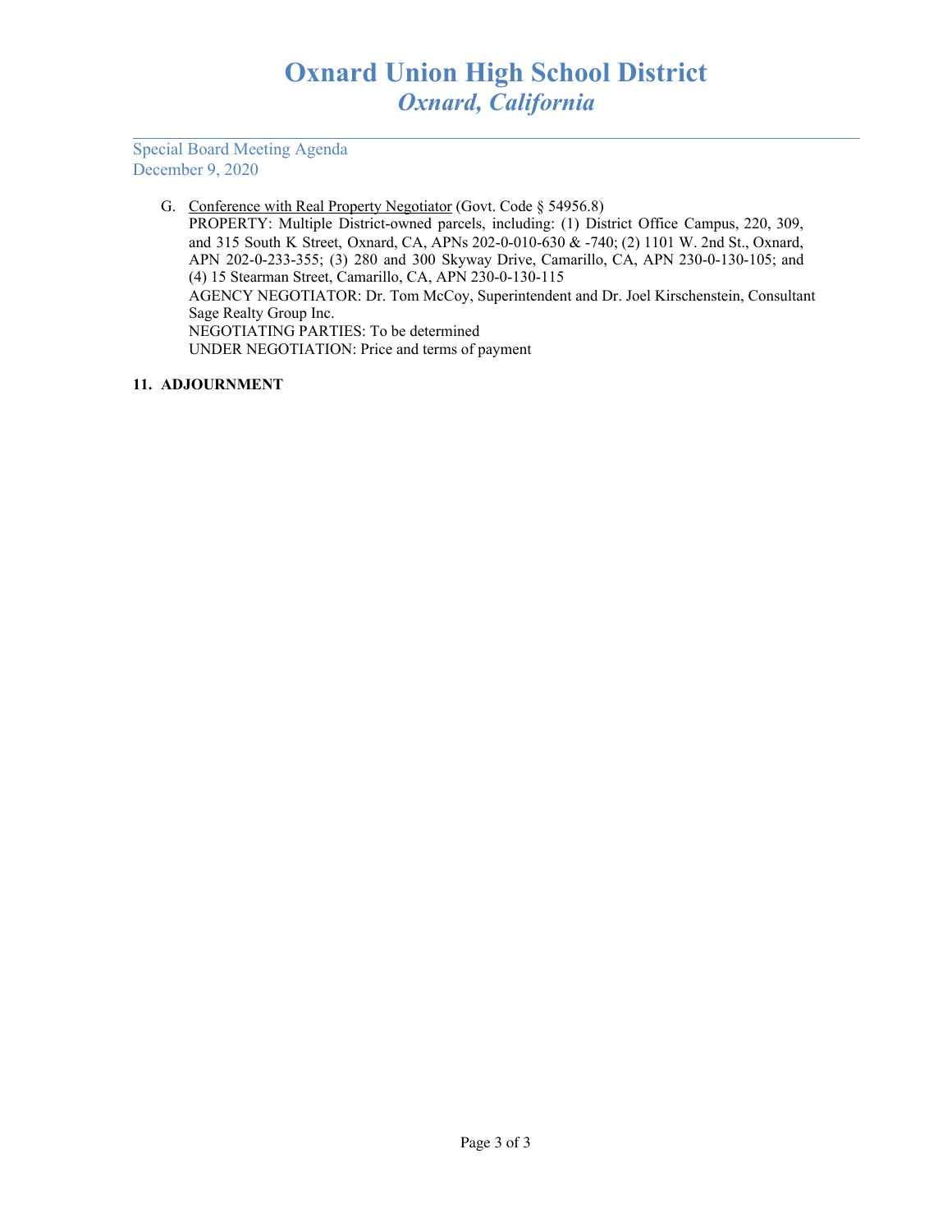G. Conference with Real Property Negotiator (Govt. Code § 54956.8)
PROPERTY: Multiple District-owned parcels, including: (1) District Office Campus, 220, 309, and 315 South K Street, Oxnard, CA, APNs 202-0-010-630 & -740; (2) 1101 W. 2nd St., Oxnard, APN 202-0-233-355; (3) 280 and 300 Skyway Drive, Camarillo, CA, APN 230-0-130-105; and (4) 15 Stearman Street, Camarillo, CA, APN 230-0-130-115
AGENCY NEGOTIATOR: Dr. Tom McCoy, Superintendent and Dr. Joel Kirschenstein, Consultant Sage Realty Group Inc.
NEGOTIATING PARTIES: To be determined
UNDER NEGOTIATION: Price and terms of payment

**11. ADJOURNMENT**